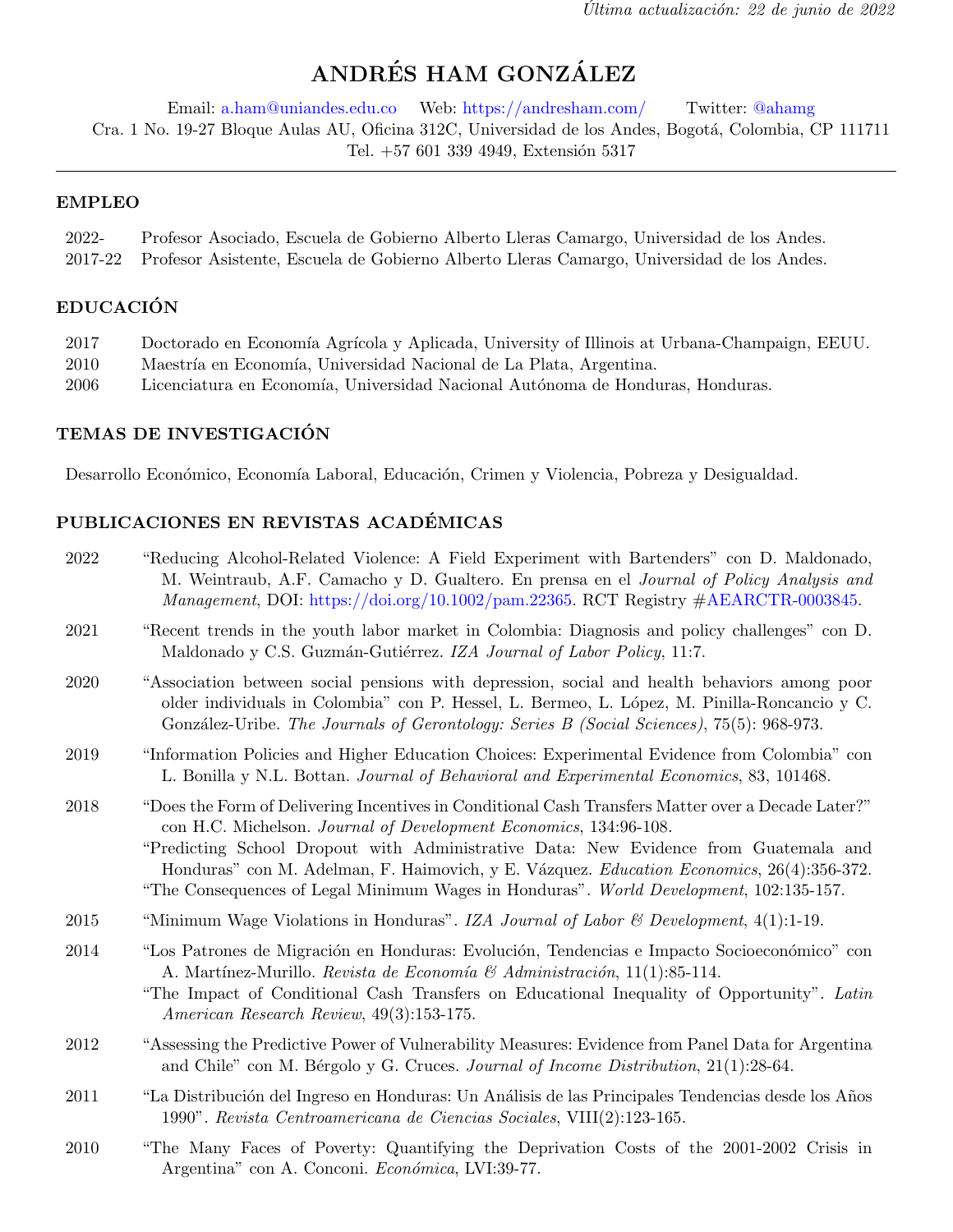*Última actualización: 22 de junio de 2022*

# ANDRÉS HAM GONZÁLEZ

Email: a.ham@uniandes.edu.co Web: https://andresham.com/ Twitter: @ahamg
Cra. 1 No. 19-27 Bloque Aulas AU, Oficina 312C, Universidad de los Andes, Bogotá, Colombia, CP 111711
Tel. +57 601 339 4949, Extensión 5317

## EMPLEO

2022- Profesor Asociado, Escuela de Gobierno Alberto Lleras Camargo, Universidad de los Andes.
2017-22 Profesor Asistente, Escuela de Gobierno Alberto Lleras Camargo, Universidad de los Andes.

## EDUCACIÓN

2017 Doctorado en Economía Agrícola y Aplicada, University of Illinois at Urbana-Champaign, EEUU.
2010 Maestría en Economía, Universidad Nacional de La Plata, Argentina.
2006 Licenciatura en Economía, Universidad Nacional Autónoma de Honduras, Honduras.

## TEMAS DE INVESTIGACIÓN

Desarrollo Económico, Economía Laboral, Educación, Crimen y Violencia, Pobreza y Desigualdad.

## PUBLICACIONES EN REVISTAS ACADÉMICAS

2022 "Reducing Alcohol-Related Violence: A Field Experiment with Bartenders" con D. Maldonado, M. Weintraub, A.F. Camacho y D. Gualtero. En prensa en el *Journal of Policy Analysis and Management*, DOI: https://doi.org/10.1002/pam.22365. RCT Registry #AEARCTR-0003845.

2021 "Recent trends in the youth labor market in Colombia: Diagnosis and policy challenges" con D. Maldonado y C.S. Guzmán-Gutiérrez. *IZA Journal of Labor Policy*, 11:7.

2020 "Association between social pensions with depression, social and health behaviors among poor older individuals in Colombia" con P. Hessel, L. Bermeo, L. López, M. Pinilla-Roncancio y C. González-Uribe. *The Journals of Gerontology: Series B (Social Sciences)*, 75(5): 968-973.

2019 "Information Policies and Higher Education Choices: Experimental Evidence from Colombia" con L. Bonilla y N.L. Bottan. *Journal of Behavioral and Experimental Economics*, 83, 101468.

2018 "Does the Form of Delivering Incentives in Conditional Cash Transfers Matter over a Decade Later?" con H.C. Michelson. *Journal of Development Economics*, 134:96-108.
"Predicting School Dropout with Administrative Data: New Evidence from Guatemala and Honduras" con M. Adelman, F. Haimovich, y E. Vázquez. *Education Economics*, 26(4):356-372.
"The Consequences of Legal Minimum Wages in Honduras". *World Development*, 102:135-157.

2015 "Minimum Wage Violations in Honduras". *IZA Journal of Labor & Development*, 4(1):1-19.

2014 "Los Patrones de Migración en Honduras: Evolución, Tendencias e Impacto Socioeconómico" con A. Martínez-Murillo. *Revista de Economía & Administración*, 11(1):85-114.
"The Impact of Conditional Cash Transfers on Educational Inequality of Opportunity". *Latin American Research Review*, 49(3):153-175.

2012 "Assessing the Predictive Power of Vulnerability Measures: Evidence from Panel Data for Argentina and Chile" con M. Bérgolo y G. Cruces. *Journal of Income Distribution*, 21(1):28-64.

2011 "La Distribución del Ingreso en Honduras: Un Análisis de las Principales Tendencias desde los Años 1990". *Revista Centroamericana de Ciencias Sociales*, VIII(2):123-165.

2010 "The Many Faces of Poverty: Quantifying the Deprivation Costs of the 2001-2002 Crisis in Argentina" con A. Conconi. *Económica*, LVI:39-77.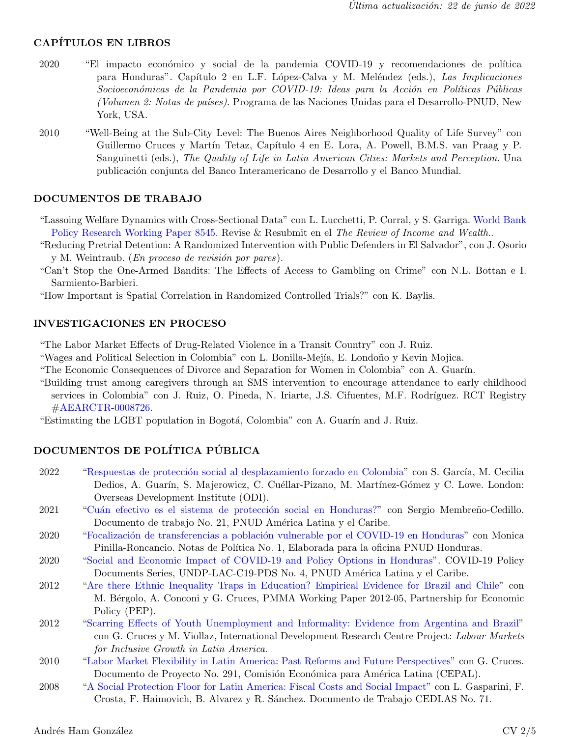*Última actualización: 22 de junio de 2022*

## CAPÍTULOS EN LIBROS

2020 "El impacto económico y social de la pandemia COVID-19 y recomendaciones de política para Honduras". Capítulo 2 en L.F. López-Calva y M. Meléndez (eds.), *Las Implicaciones Socioeconómicas de la Pandemia por COVID-19: Ideas para la Acción en Políticas Públicas (Volumen 2: Notas de países)*. Programa de las Naciones Unidas para el Desarrollo-PNUD, New York, USA.

2010 "Well-Being at the Sub-City Level: The Buenos Aires Neighborhood Quality of Life Survey" con Guillermo Cruces y Martín Tetaz, Capítulo 4 en E. Lora, A. Powell, B.M.S. van Praag y P. Sanguinetti (eds.), *The Quality of Life in Latin American Cities: Markets and Perception*. Una publicación conjunta del Banco Interamericano de Desarrollo y el Banco Mundial.

## DOCUMENTOS DE TRABAJO

"Lassoing Welfare Dynamics with Cross-Sectional Data" con L. Lucchetti, P. Corral, y S. Garriga. World Bank Policy Research Working Paper 8545. Revise & Resubmit en el *The Review of Income and Wealth.*.

"Reducing Pretrial Detention: A Randomized Intervention with Public Defenders in El Salvador", con J. Osorio y M. Weintraub. (*En proceso de revisión por pares*).

"Can't Stop the One-Armed Bandits: The Effects of Access to Gambling on Crime" con N.L. Bottan e I. Sarmiento-Barbieri.

"How Important is Spatial Correlation in Randomized Controlled Trials?" con K. Baylis.

## INVESTIGACIONES EN PROCESO

"The Labor Market Effects of Drug-Related Violence in a Transit Country" con J. Ruiz.

"Wages and Political Selection in Colombia" con L. Bonilla-Mejía, E. Londoño y Kevin Mojica.

"The Economic Consequences of Divorce and Separation for Women in Colombia" con A. Guarín.

"Building trust among caregivers through an SMS intervention to encourage attendance to early childhood services in Colombia" con J. Ruiz, O. Pineda, N. Iriarte, J.S. Cifuentes, M.F. Rodríguez. RCT Registry #AEARCTR-0008726.

"Estimating the LGBT population in Bogotá, Colombia" con A. Guarín and J. Ruiz.

## DOCUMENTOS DE POLÍTICA PÚBLICA

2022 "Respuestas de protección social al desplazamiento forzado en Colombia" con S. García, M. Cecilia Dedios, A. Guarín, S. Majerowicz, C. Cuéllar-Pizano, M. Martínez-Gómez y C. Lowe. London: Overseas Development Institute (ODI).

2021 "Cuán efectivo es el sistema de protección social en Honduras?" con Sergio Membreño-Cedillo. Documento de trabajo No. 21, PNUD América Latina y el Caribe.

2020 "Focalización de transferencias a población vulnerable por el COVID-19 en Honduras" con Monica Pinilla-Roncancio. Notas de Política No. 1, Elaborada para la oficina PNUD Honduras.

2020 "Social and Economic Impact of COVID-19 and Policy Options in Honduras". COVID-19 Policy Documents Series, UNDP-LAC-C19-PDS No. 4, PNUD América Latina y el Caribe.

2012 "Are there Ethnic Inequality Traps in Education? Empirical Evidence for Brazil and Chile" con M. Bérgolo, A. Conconi y G. Cruces, PMMA Working Paper 2012-05, Partnership for Economic Policy (PEP).

2012 "Scarring Effects of Youth Unemployment and Informality: Evidence from Argentina and Brazil" con G. Cruces y M. Viollaz, International Development Research Centre Project: *Labour Markets for Inclusive Growth in Latin America.*

2010 "Labor Market Flexibility in Latin America: Past Reforms and Future Perspectives" con G. Cruces. Documento de Proyecto No. 291, Comisión Económica para América Latina (CEPAL).

2008 "A Social Protection Floor for Latin America: Fiscal Costs and Social Impact" con L. Gasparini, F. Crosta, F. Haimovich, B. Alvarez y R. Sánchez. Documento de Trabajo CEDLAS No. 71.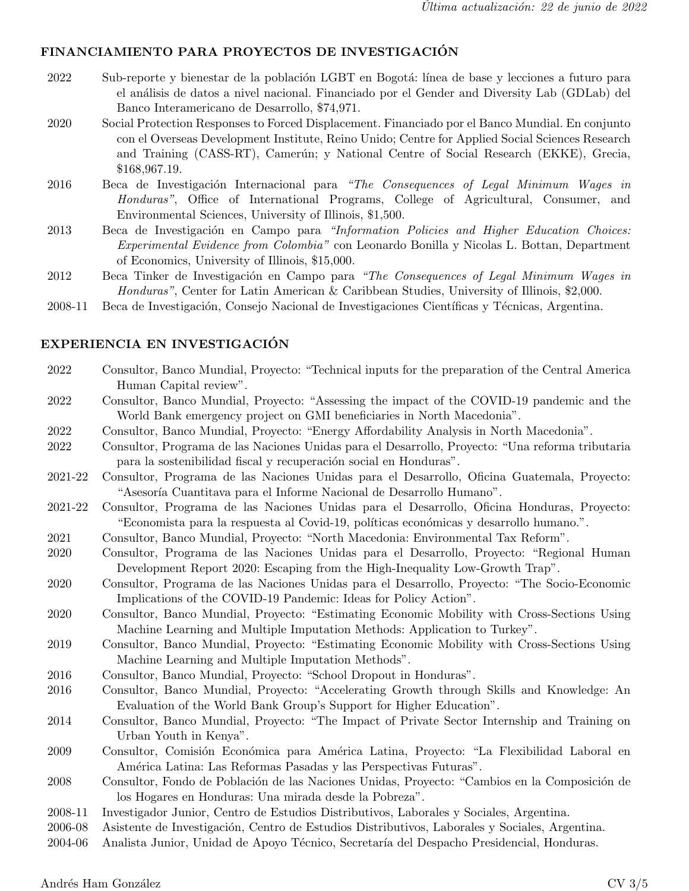## FINANCIAMIENTO PARA PROYECTOS DE INVESTIGACIÓN

- 2022 Sub-reporte y bienestar de la población LGBT en Bogotá: línea de base y lecciones a futuro para el análisis de datos a nivel nacional. Financiado por el Gender and Diversity Lab (GDLab) del Banco Interamericano de Desarrollo, $74,971.
- 2020 Social Protection Responses to Forced Displacement. Financiado por el Banco Mundial. En conjunto con el Overseas Development Institute, Reino Unido; Centre for Applied Social Sciences Research and Training (CASS-RT), Camerún; y National Centre of Social Research (EKKE), Grecia, $168,967.19.
- 2016 Beca de Investigación Internacional para *"The Consequences of Legal Minimum Wages in Honduras"*, Office of International Programs, College of Agricultural, Consumer, and Environmental Sciences, University of Illinois, $1,500.
- 2013 Beca de Investigación en Campo para *"Information Policies and Higher Education Choices: Experimental Evidence from Colombia"* con Leonardo Bonilla y Nicolas L. Bottan, Department of Economics, University of Illinois, $15,000.
- 2012 Beca Tinker de Investigación en Campo para *"The Consequences of Legal Minimum Wages in Honduras"*, Center for Latin American & Caribbean Studies, University of Illinois, $2,000.
- 2008-11 Beca de Investigación, Consejo Nacional de Investigaciones Científicas y Técnicas, Argentina.

## EXPERIENCIA EN INVESTIGACIÓN

- 2022 Consultor, Banco Mundial, Proyecto: "Technical inputs for the preparation of the Central America Human Capital review".
- 2022 Consultor, Banco Mundial, Proyecto: "Assessing the impact of the COVID-19 pandemic and the World Bank emergency project on GMI beneficiaries in North Macedonia".
- 2022 Consultor, Banco Mundial, Proyecto: "Energy Affordability Analysis in North Macedonia".
- 2022 Consultor, Programa de las Naciones Unidas para el Desarrollo, Proyecto: "Una reforma tributaria para la sostenibilidad fiscal y recuperación social en Honduras".
- 2021-22 Consultor, Programa de las Naciones Unidas para el Desarrollo, Oficina Guatemala, Proyecto: "Asesoría Cuantitativa para el Informe Nacional de Desarrollo Humano".
- 2021-22 Consultor, Programa de las Naciones Unidas para el Desarrollo, Oficina Honduras, Proyecto: "Economista para la respuesta al Covid-19, políticas económicas y desarrollo humano.".
- 2021 Consultor, Banco Mundial, Proyecto: "North Macedonia: Environmental Tax Reform".
- 2020 Consultor, Programa de las Naciones Unidas para el Desarrollo, Proyecto: "Regional Human Development Report 2020: Escaping from the High-Inequality Low-Growth Trap".
- 2020 Consultor, Programa de las Naciones Unidas para el Desarrollo, Proyecto: "The Socio-Economic Implications of the COVID-19 Pandemic: Ideas for Policy Action".
- 2020 Consultor, Banco Mundial, Proyecto: "Estimating Economic Mobility with Cross-Sections Using Machine Learning and Multiple Imputation Methods: Application to Turkey".
- 2019 Consultor, Banco Mundial, Proyecto: "Estimating Economic Mobility with Cross-Sections Using Machine Learning and Multiple Imputation Methods".
- 2016 Consultor, Banco Mundial, Proyecto: "School Dropout in Honduras".
- 2016 Consultor, Banco Mundial, Proyecto: "Accelerating Growth through Skills and Knowledge: An Evaluation of the World Bank Group's Support for Higher Education".
- 2014 Consultor, Banco Mundial, Proyecto: "The Impact of Private Sector Internship and Training on Urban Youth in Kenya".
- 2009 Consultor, Comisión Económica para América Latina, Proyecto: "La Flexibilidad Laboral en América Latina: Las Reformas Pasadas y las Perspectivas Futuras".
- 2008 Consultor, Fondo de Población de las Naciones Unidas, Proyecto: "Cambios en la Composición de los Hogares en Honduras: Una mirada desde la Pobreza".
- 2008-11 Investigador Junior, Centro de Estudios Distributivos, Laborales y Sociales, Argentina.
- 2006-08 Asistente de Investigación, Centro de Estudios Distributivos, Laborales y Sociales, Argentina.
- 2004-06 Analista Junior, Unidad de Apoyo Técnico, Secretaría del Despacho Presidencial, Honduras.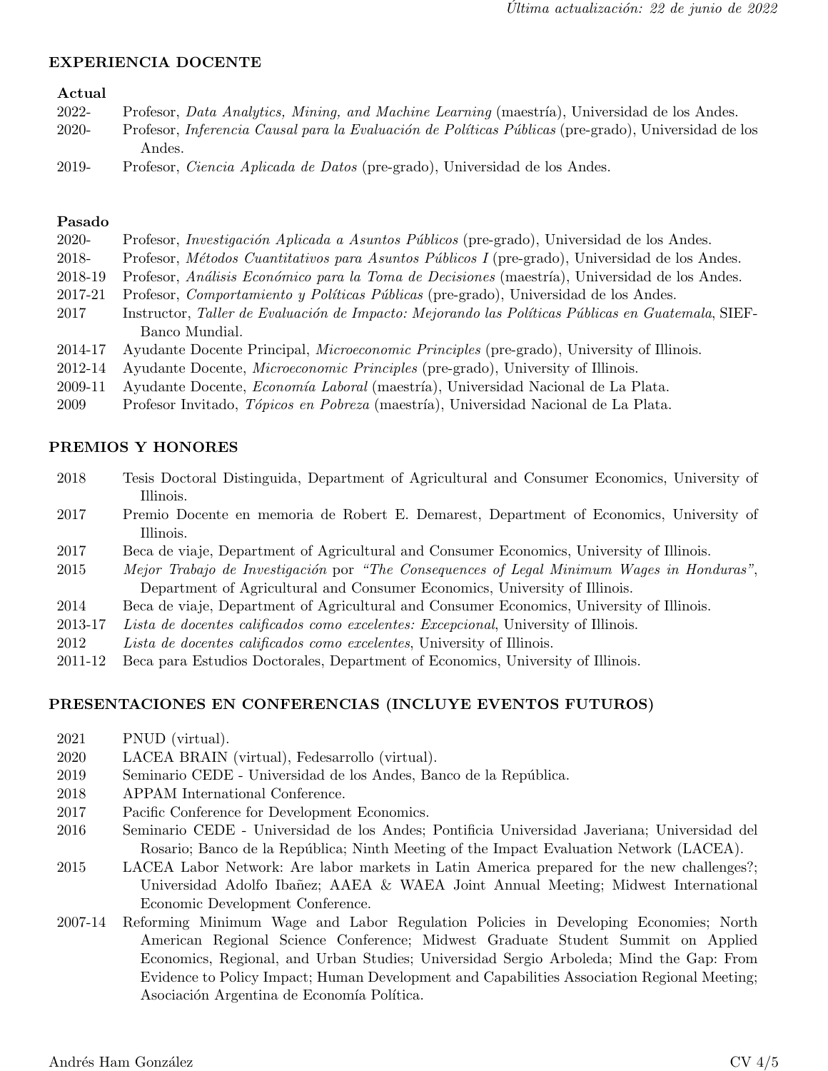*Última actualización: 22 de junio de 2022*

## EXPERIENCIA DOCENTE

### Actual

- 2022- Profesor, *Data Analytics, Mining, and Machine Learning* (maestría), Universidad de los Andes.
- 2020- Profesor, *Inferencia Causal para la Evaluación de Políticas Públicas* (pre-grado), Universidad de los Andes.
- 2019- Profesor, *Ciencia Aplicada de Datos* (pre-grado), Universidad de los Andes.

### Pasado

- 2020- Profesor, *Investigación Aplicada a Asuntos Públicos* (pre-grado), Universidad de los Andes.
- 2018- Profesor, *Métodos Cuantitativos para Asuntos Públicos I* (pre-grado), Universidad de los Andes.
- 2018-19 Profesor, *Análisis Económico para la Toma de Decisiones* (maestría), Universidad de los Andes.
- 2017-21 Profesor, *Comportamiento y Políticas Públicas* (pre-grado), Universidad de los Andes.
- 2017 Instructor, *Taller de Evaluación de Impacto: Mejorando las Políticas Públicas en Guatemala*, SIEF-Banco Mundial.
- 2014-17 Ayudante Docente Principal, *Microeconomic Principles* (pre-grado), University of Illinois.
- 2012-14 Ayudante Docente, *Microeconomic Principles* (pre-grado), University of Illinois.
- 2009-11 Ayudante Docente, *Economía Laboral* (maestría), Universidad Nacional de La Plata.
- 2009 Profesor Invitado, *Tópicos en Pobreza* (maestría), Universidad Nacional de La Plata.

## PREMIOS Y HONORES

- 2018 Tesis Doctoral Distinguida, Department of Agricultural and Consumer Economics, University of Illinois.
- 2017 Premio Docente en memoria de Robert E. Demarest, Department of Economics, University of Illinois.
- 2017 Beca de viaje, Department of Agricultural and Consumer Economics, University of Illinois.
- 2015 *Mejor Trabajo de Investigación* por *"The Consequences of Legal Minimum Wages in Honduras"*, Department of Agricultural and Consumer Economics, University of Illinois.
- 2014 Beca de viaje, Department of Agricultural and Consumer Economics, University of Illinois.
- 2013-17 *Lista de docentes calificados como excelentes: Excepcional*, University of Illinois.
- 2012 *Lista de docentes calificados como excelentes*, University of Illinois.
- 2011-12 Beca para Estudios Doctorales, Department of Economics, University of Illinois.

## PRESENTACIONES EN CONFERENCIAS (INCLUYE EVENTOS FUTUROS)

- 2021 PNUD (virtual).
- 2020 LACEA BRAIN (virtual), Fedesarrollo (virtual).
- 2019 Seminario CEDE - Universidad de los Andes, Banco de la República.
- 2018 APPAM International Conference.
- 2017 Pacific Conference for Development Economics.
- 2016 Seminario CEDE - Universidad de los Andes; Pontificia Universidad Javeriana; Universidad del Rosario; Banco de la República; Ninth Meeting of the Impact Evaluation Network (LACEA).
- 2015 LACEA Labor Network: Are labor markets in Latin America prepared for the new challenges?; Universidad Adolfo Ibañez; AAEA & WAEA Joint Annual Meeting; Midwest International Economic Development Conference.
- 2007-14 Reforming Minimum Wage and Labor Regulation Policies in Developing Economies; North American Regional Science Conference; Midwest Graduate Student Summit on Applied Economics, Regional, and Urban Studies; Universidad Sergio Arboleda; Mind the Gap: From Evidence to Policy Impact; Human Development and Capabilities Association Regional Meeting; Asociación Argentina de Economía Política.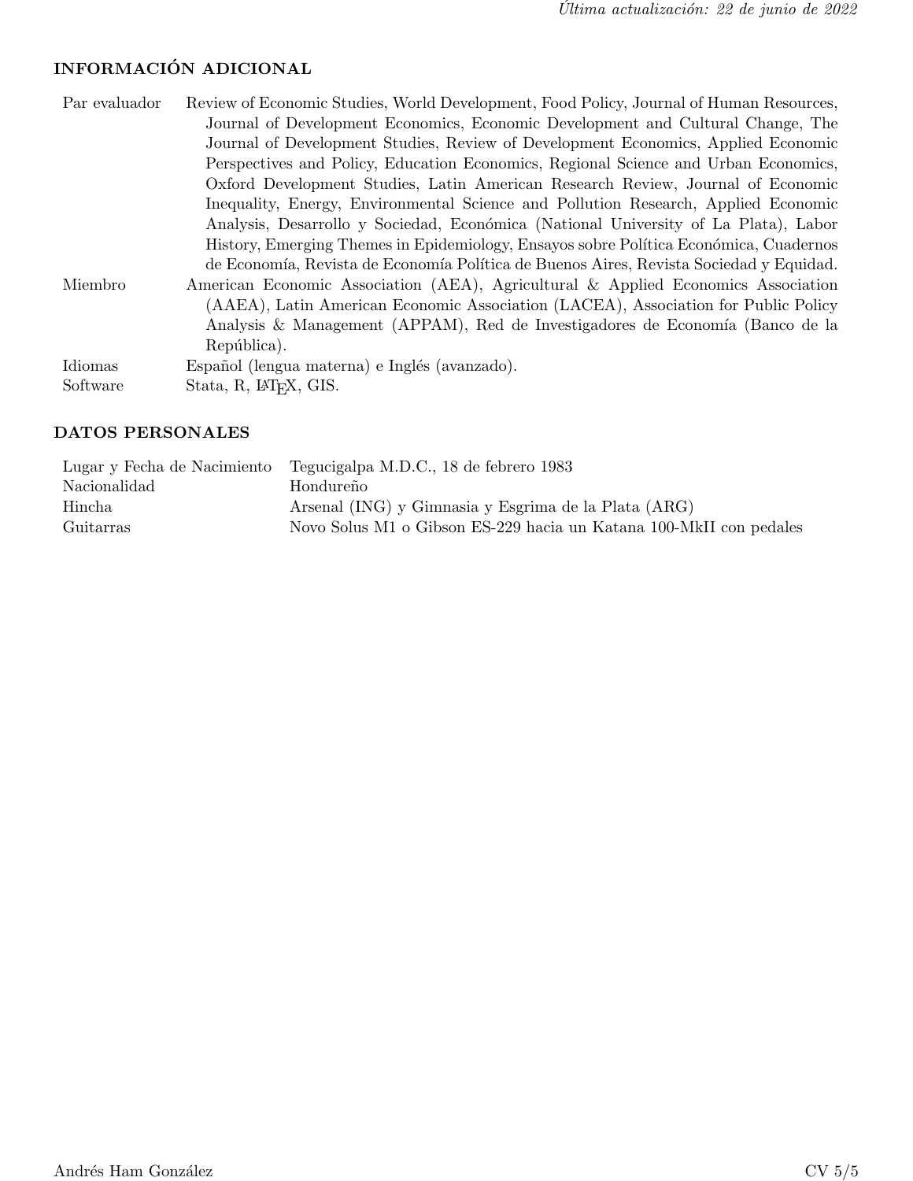*Última actualización: 22 de junio de 2022*

## INFORMACIÓN ADICIONAL

| | |
|---|---|
| Par evaluador | Review of Economic Studies, World Development, Food Policy, Journal of Human Resources, Journal of Development Economics, Economic Development and Cultural Change, The Journal of Development Studies, Review of Development Economics, Applied Economic Perspectives and Policy, Education Economics, Regional Science and Urban Economics, Oxford Development Studies, Latin American Research Review, Journal of Economic Inequality, Energy, Environmental Science and Pollution Research, Applied Economic Analysis, Desarrollo y Sociedad, Económica (National University of La Plata), Labor History, Emerging Themes in Epidemiology, Ensayos sobre Política Económica, Cuadernos de Economía, Revista de Economía Política de Buenos Aires, Revista Sociedad y Equidad. |
| Miembro | American Economic Association (AEA), Agricultural & Applied Economics Association (AAEA), Latin American Economic Association (LACEA), Association for Public Policy Analysis & Management (APPAM), Red de Investigadores de Economía (Banco de la República). |
| Idiomas | Español (lengua materna) e Inglés (avanzado). |
| Software | Stata, R, LaTeX, GIS. |

## DATOS PERSONALES

| | |
|---|---|
| Lugar y Fecha de Nacimiento | Tegucigalpa M.D.C., 18 de febrero 1983 |
| Nacionalidad | Hondureño |
| Hincha | Arsenal (ING) y Gimnasia y Esgrima de la Plata (ARG) |
| Guitarras | Novo Solus M1 o Gibson ES-229 hacia un Katana 100-MkII con pedales |